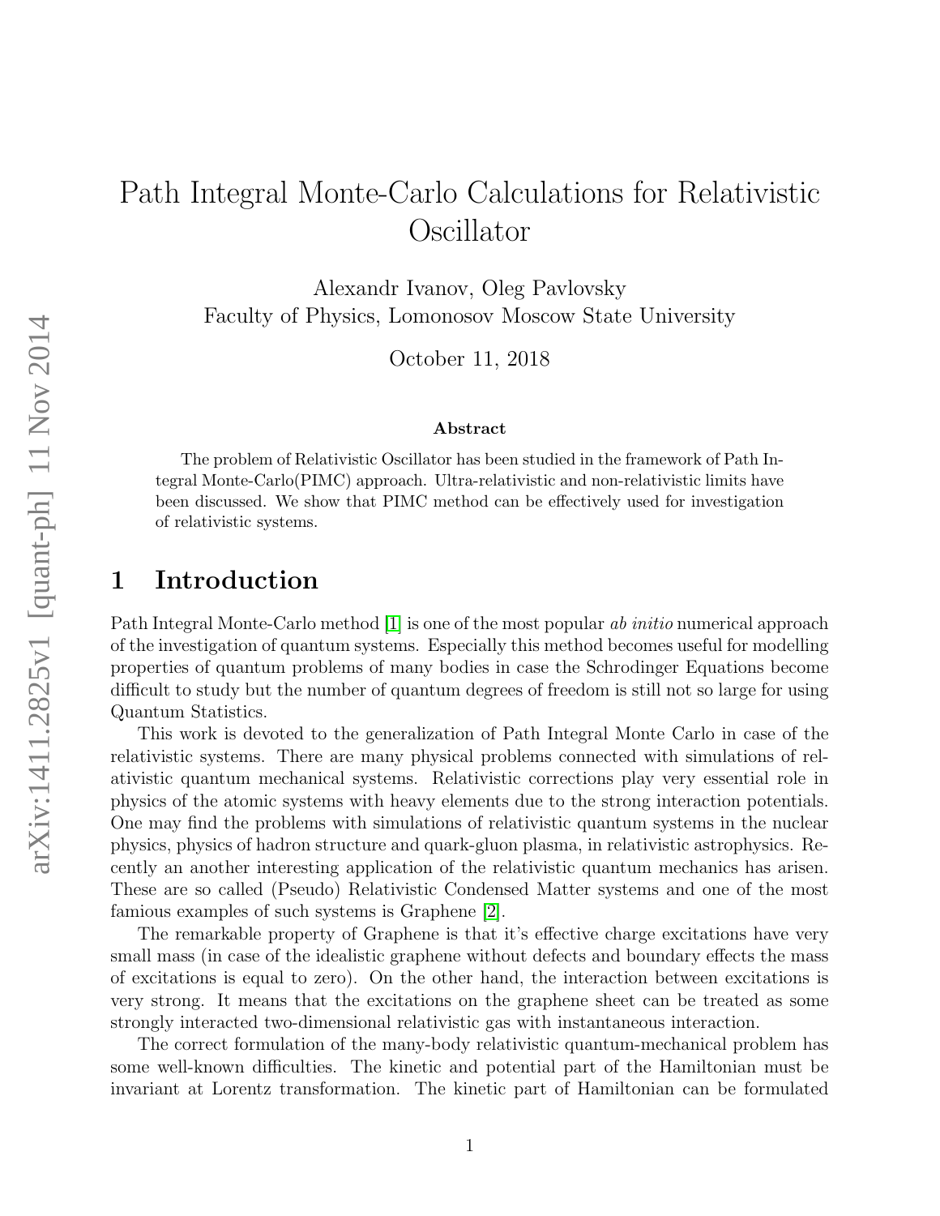# Path Integral Monte-Carlo Calculations for Relativistic Oscillator

Alexandr Ivanov, Oleg Pavlovsky
Faculty of Physics, Lomonosov Moscow State University

October 11, 2018

### Abstract

The problem of Relativistic Oscillator has been studied in the framework of Path Integral Monte-Carlo(PIMC) approach. Ultra-relativistic and non-relativistic limits have been discussed. We show that PIMC method can be effectively used for investigation of relativistic systems.

## 1 Introduction

Path Integral Monte-Carlo method [1] is one of the most popular *ab initio* numerical approach of the investigation of quantum systems. Especially this method becomes useful for modelling properties of quantum problems of many bodies in case the Schrodinger Equations become difficult to study but the number of quantum degrees of freedom is still not so large for using Quantum Statistics.

This work is devoted to the generalization of Path Integral Monte Carlo in case of the relativistic systems. There are many physical problems connected with simulations of relativistic quantum mechanical systems. Relativistic corrections play very essential role in physics of the atomic systems with heavy elements due to the strong interaction potentials. One may find the problems with simulations of relativistic quantum systems in the nuclear physics, physics of hadron structure and quark-gluon plasma, in relativistic astrophysics. Recently an another interesting application of the relativistic quantum mechanics has arisen. These are so called (Pseudo) Relativistic Condensed Matter systems and one of the most famous examples of such systems is Graphene [2].

The remarkable property of Graphene is that it's effective charge excitations have very small mass (in case of the idealistic graphene without defects and boundary effects the mass of excitations is equal to zero). On the other hand, the interaction between excitations is very strong. It means that the excitations on the graphene sheet can be treated as some strongly interacted two-dimensional relativistic gas with instantaneous interaction.

The correct formulation of the many-body relativistic quantum-mechanical problem has some well-known difficulties. The kinetic and potential part of the Hamiltonian must be invariant at Lorentz transformation. The kinetic part of Hamiltonian can be formulated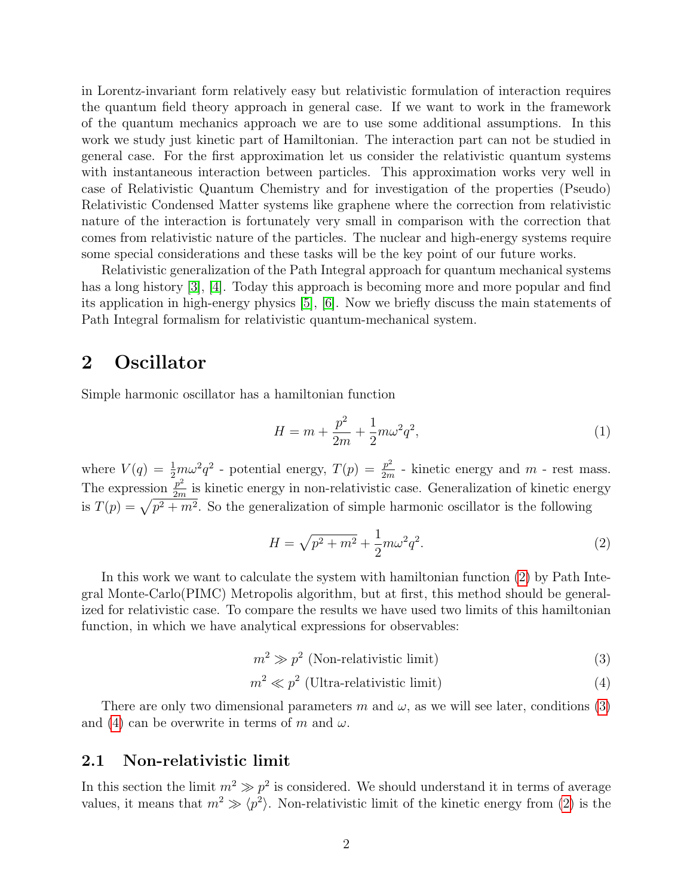in Lorentz-invariant form relatively easy but relativistic formulation of interaction requires the quantum field theory approach in general case. If we want to work in the framework of the quantum mechanics approach we are to use some additional assumptions. In this work we study just kinetic part of Hamiltonian. The interaction part can not be studied in general case. For the first approximation let us consider the relativistic quantum systems with instantaneous interaction between particles. This approximation works very well in case of Relativistic Quantum Chemistry and for investigation of the properties (Pseudo) Relativistic Condensed Matter systems like graphene where the correction from relativistic nature of the interaction is fortunately very small in comparison with the correction that comes from relativistic nature of the particles. The nuclear and high-energy systems require some special considerations and these tasks will be the key point of our future works.

Relativistic generalization of the Path Integral approach for quantum mechanical systems has a long history [3], [4]. Today this approach is becoming more and more popular and find its application in high-energy physics [5], [6]. Now we briefly discuss the main statements of Path Integral formalism for relativistic quantum-mechanical system.

## 2 Oscillator

Simple harmonic oscillator has a hamiltonian function

$$H = m + \frac{p^2}{2m} + \frac{1}{2}m\omega^2 q^2, \tag{1}$$

where $V(q) = \frac{1}{2}m\omega^2 q^2$ - potential energy, $T(p) = \frac{p^2}{2m}$ - kinetic energy and $m$ - rest mass. The expression $\frac{p^2}{2m}$ is kinetic energy in non-relativistic case. Generalization of kinetic energy is $T(p) = \sqrt{p^2 + m^2}$. So the generalization of simple harmonic oscillator is the following

$$H = \sqrt{p^2 + m^2} + \frac{1}{2}m\omega^2 q^2. \tag{2}$$

In this work we want to calculate the system with hamiltonian function (2) by Path Integral Monte-Carlo(PIMC) Metropolis algorithm, but at first, this method should be generalized for relativistic case. To compare the results we have used two limits of this hamiltonian function, in which we have analytical expressions for observables:

$$m^2 \gg p^2 \text{ (Non-relativistic limit)} \tag{3}$$

$$m^2 \ll p^2 \text{ (Ultra-relativistic limit)} \tag{4}$$

There are only two dimensional parameters $m$ and $\omega$, as we will see later, conditions (3) and (4) can be overwrite in terms of $m$ and $\omega$.

### 2.1 Non-relativistic limit

In this section the limit $m^2 \gg p^2$ is considered. We should understand it in terms of average values, it means that $m^2 \gg \langle p^2 \rangle$. Non-relativistic limit of the kinetic energy from (2) is the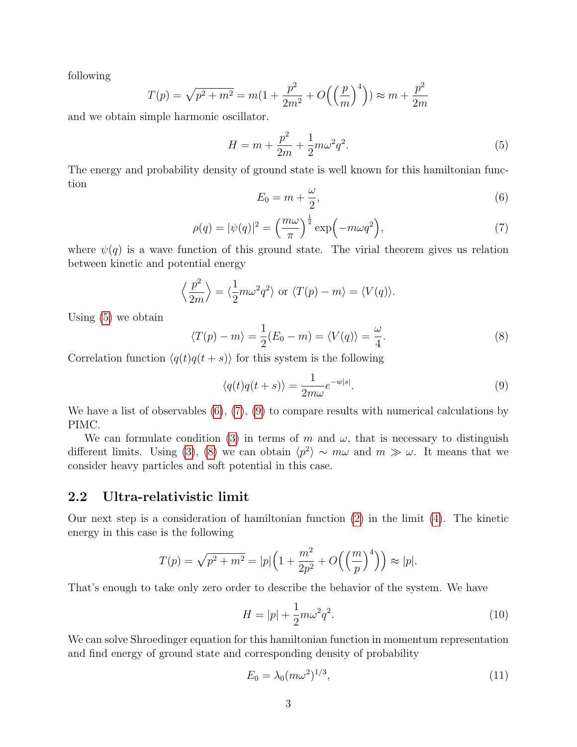following

$$T(p) = \sqrt{p^2 + m^2} = m(1 + \frac{p^2}{2m^2} + O\Big(\Big(\frac{p}{m}\Big)^4\Big)) \approx m + \frac{p^2}{2m}$$

and we obtain simple harmonic oscillator.

$$H = m + \frac{p^2}{2m} + \frac{1}{2}m\omega^2 q^2. \tag{5}$$

The energy and probability density of ground state is well known for this hamiltonian function

$$E_0 = m + \frac{\omega}{2}, \tag{6}$$

$$\rho(q) = |\psi(q)|^2 = \Big(\frac{m\omega}{\pi}\Big)^{\frac{1}{2}} \exp\Big(-m\omega q^2\Big), \tag{7}$$

where $\psi(q)$ is a wave function of this ground state. The virial theorem gives us relation between kinetic and potential energy

$$\Big\langle \frac{p^2}{2m} \Big\rangle = \langle \frac{1}{2}m\omega^2 q^2 \rangle \text{ or } \langle T(p) - m \rangle = \langle V(q) \rangle.$$

Using (5) we obtain

$$\langle T(p) - m \rangle = \frac{1}{2}(E_0 - m) = \langle V(q) \rangle = \frac{\omega}{4}. \tag{8}$$

Correlation function $\langle q(t)q(t+s) \rangle$ for this system is the following

$$\langle q(t)q(t+s) \rangle = \frac{1}{2m\omega} e^{-w|s|}. \tag{9}$$

We have a list of observables (6), (7), (9) to compare results with numerical calculations by PIMC.

We can formulate condition (3) in terms of $m$ and $\omega$, that is necessary to distinguish different limits. Using (3), (8) we can obtain $\langle p^2 \rangle \sim m\omega$ and $m \gg \omega$. It means that we consider heavy particles and soft potential in this case.

### 2.2 Ultra-relativistic limit

Our next step is a consideration of hamiltonian function (2) in the limit (4). The kinetic energy in this case is the following

$$T(p) = \sqrt{p^2 + m^2} = |p|\Big(1 + \frac{m^2}{2p^2} + O\Big(\Big(\frac{m}{p}\Big)^4\Big)\Big) \approx |p|.$$

That's enough to take only zero order to describe the behavior of the system. We have

$$H = |p| + \frac{1}{2}m\omega^2 q^2. \tag{10}$$

We can solve Shroedinger equation for this hamiltonian function in momentum representation and find energy of ground state and corresponding density of probability

$$E_0 = \lambda_0 (m\omega^2)^{1/3}, \tag{11}$$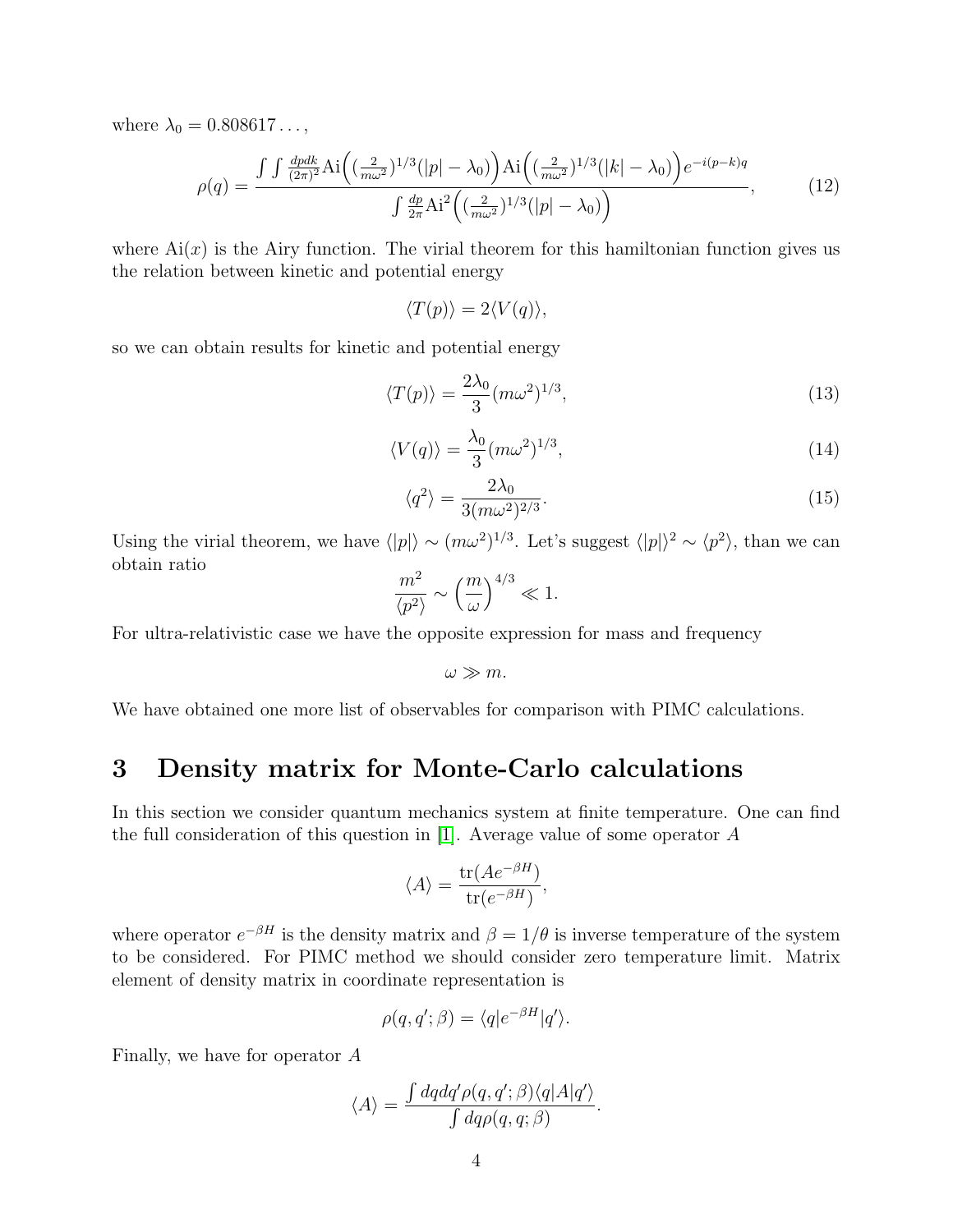where $\lambda_0 = 0.808617\ldots$,

$$\rho(q) = \frac{\int\int \frac{dpdk}{(2\pi)^2}\text{Ai}\Big((\frac{2}{m\omega^2})^{1/3}(|p|-\lambda_0)\Big)\text{Ai}\Big((\frac{2}{m\omega^2})^{1/3}(|k|-\lambda_0)\Big)e^{-i(p-k)q}}{\int \frac{dp}{2\pi}\text{Ai}^2\Big((\frac{2}{m\omega^2})^{1/3}(|p|-\lambda_0)\Big)}, \tag{12}$$

where $\text{Ai}(x)$ is the Airy function. The virial theorem for this hamiltonian function gives us the relation between kinetic and potential energy

$$\langle T(p)\rangle = 2\langle V(q)\rangle,$$

so we can obtain results for kinetic and potential energy

$$\langle T(p)\rangle = \frac{2\lambda_0}{3}(m\omega^2)^{1/3}, \tag{13}$$

$$\langle V(q)\rangle = \frac{\lambda_0}{3}(m\omega^2)^{1/3}, \tag{14}$$

$$\langle q^2\rangle = \frac{2\lambda_0}{3(m\omega^2)^{2/3}}. \tag{15}$$

Using the virial theorem, we have $\langle|p|\rangle \sim (m\omega^2)^{1/3}$. Let's suggest $\langle|p|\rangle^2 \sim \langle p^2\rangle$, than we can obtain ratio

$$\frac{m^2}{\langle p^2\rangle} \sim \Big(\frac{m}{\omega}\Big)^{4/3} \ll 1.$$

For ultra-relativistic case we have the opposite expression for mass and frequency

$$\omega \gg m.$$

We have obtained one more list of observables for comparison with PIMC calculations.

# 3 Density matrix for Monte-Carlo calculations

In this section we consider quantum mechanics system at finite temperature. One can find the full consideration of this question in [1]. Average value of some operator $A$

$$\langle A\rangle = \frac{\text{tr}(Ae^{-\beta H})}{\text{tr}(e^{-\beta H})},$$

where operator $e^{-\beta H}$ is the density matrix and $\beta = 1/\theta$ is inverse temperature of the system to be considered. For PIMC method we should consider zero temperature limit. Matrix element of density matrix in coordinate representation is

$$\rho(q,q';\beta) = \langle q|e^{-\beta H}|q'\rangle.$$

Finally, we have for operator $A$

$$\langle A\rangle = \frac{\int dqdq'\rho(q,q';\beta)\langle q|A|q'\rangle}{\int dq\rho(q,q;\beta)}.$$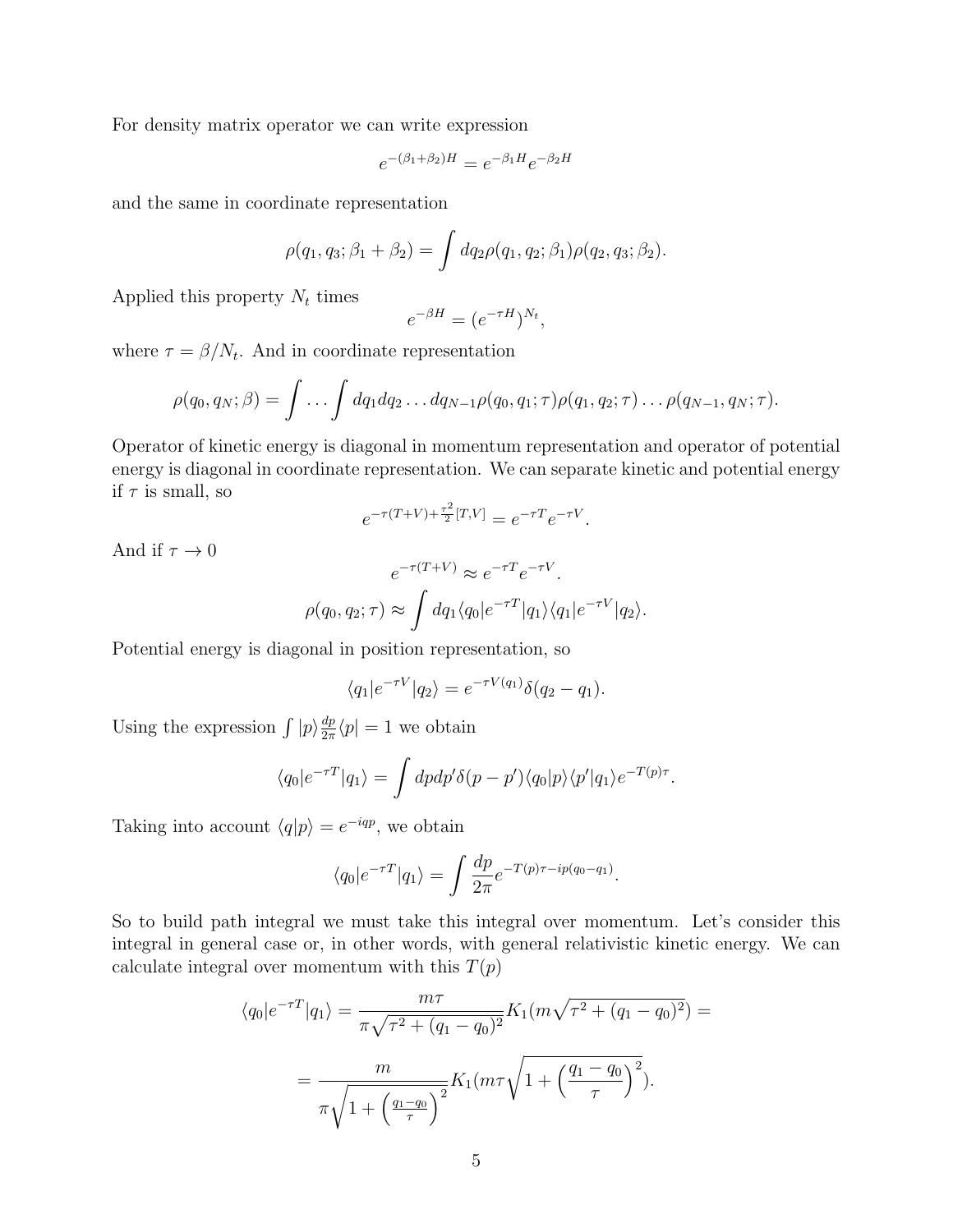For density matrix operator we can write expression

$$e^{-(\beta_1+\beta_2)H} = e^{-\beta_1 H} e^{-\beta_2 H}$$

and the same in coordinate representation

$$\rho(q_1, q_3; \beta_1 + \beta_2) = \int dq_2 \rho(q_1, q_2; \beta_1) \rho(q_2, q_3; \beta_2).$$

Applied this property $N_t$ times

$$e^{-\beta H} = (e^{-\tau H})^{N_t},$$

where $\tau = \beta / N_t$. And in coordinate representation

$$\rho(q_0, q_N; \beta) = \int \dots \int dq_1 dq_2 \dots dq_{N-1} \rho(q_0, q_1; \tau) \rho(q_1, q_2; \tau) \dots \rho(q_{N-1}, q_N; \tau).$$

Operator of kinetic energy is diagonal in momentum representation and operator of potential energy is diagonal in coordinate representation. We can separate kinetic and potential energy if $\tau$ is small, so

$$e^{-\tau(T+V) + \frac{\tau^2}{2}[T,V]} = e^{-\tau T} e^{-\tau V}.$$

And if $\tau \to 0$

$$e^{-\tau(T+V)} \approx e^{-\tau T} e^{-\tau V}.$$

$$\rho(q_0, q_2; \tau) \approx \int dq_1 \langle q_0 | e^{-\tau T} | q_1 \rangle \langle q_1 | e^{-\tau V} | q_2 \rangle.$$

Potential energy is diagonal in position representation, so

$$\langle q_1 | e^{-\tau V} | q_2 \rangle = e^{-\tau V(q_1)} \delta(q_2 - q_1).$$

Using the expression $\int |p\rangle \frac{dp}{2\pi} \langle p| = 1$ we obtain

$$\langle q_0 | e^{-\tau T} | q_1 \rangle = \int dp dp' \delta(p - p') \langle q_0 | p \rangle \langle p' | q_1 \rangle e^{-T(p)\tau}.$$

Taking into account $\langle q | p \rangle = e^{-iqp}$, we obtain

$$\langle q_0 | e^{-\tau T} | q_1 \rangle = \int \frac{dp}{2\pi} e^{-T(p)\tau - ip(q_0 - q_1)}.$$

So to build path integral we must take this integral over momentum. Let's consider this integral in general case or, in other words, with general relativistic kinetic energy. We can calculate integral over momentum with this $T(p)$

$$\langle q_0 | e^{-\tau T} | q_1 \rangle = \frac{m\tau}{\pi\sqrt{\tau^2 + (q_1 - q_0)^2}} K_1(m\sqrt{\tau^2 + (q_1 - q_0)^2}) =$$

$$= \frac{m}{\pi\sqrt{1 + \left(\frac{q_1 - q_0}{\tau}\right)^2}} K_1(m\tau\sqrt{1 + \left(\frac{q_1 - q_0}{\tau}\right)^2}).$$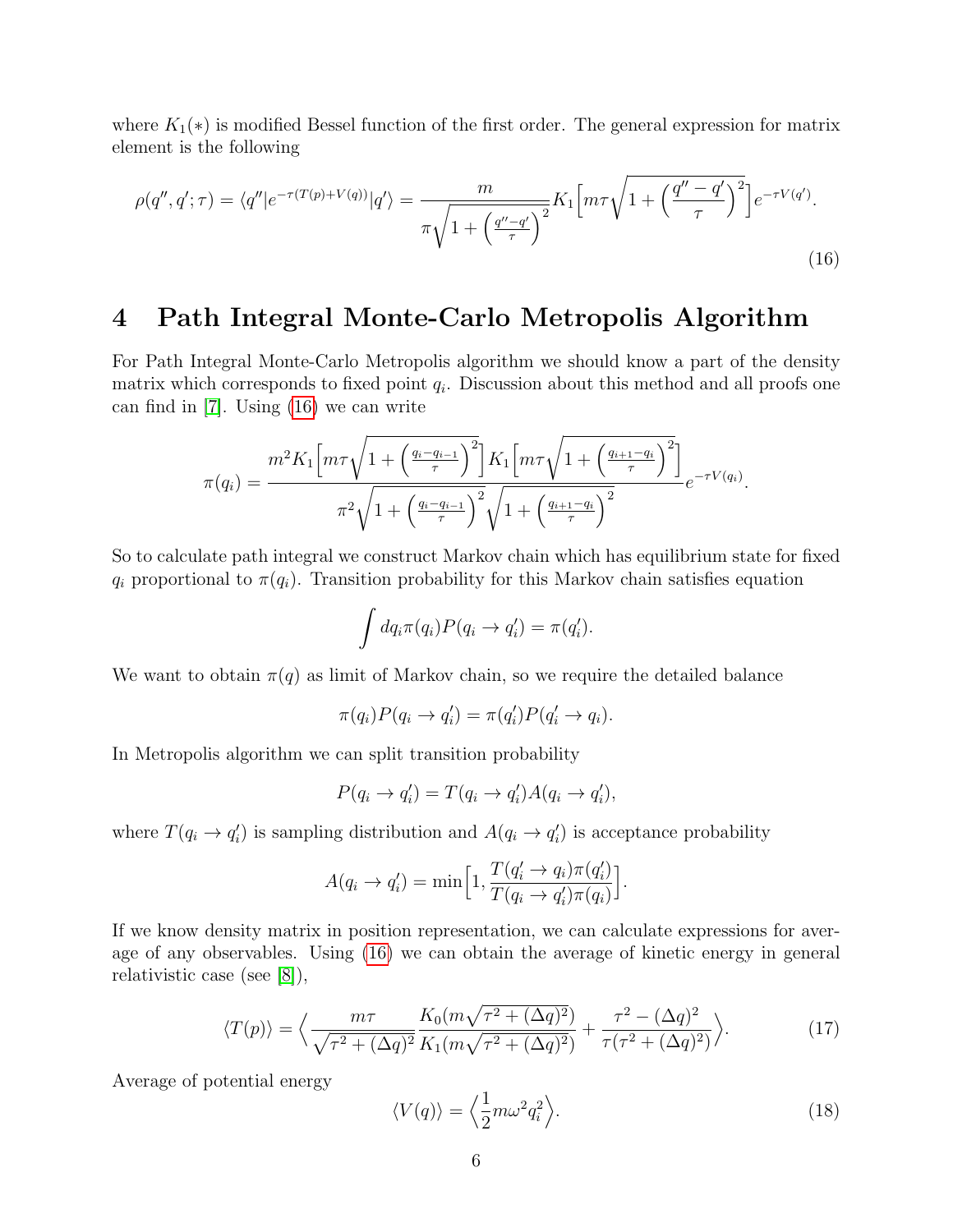where $K_1(*)$ is modified Bessel function of the first order. The general expression for matrix element is the following

$$\rho(q'', q'; \tau) = \langle q''|e^{-\tau(T(p)+V(q))}|q'\rangle = \frac{m}{\pi\sqrt{1+\left(\frac{q''-q'}{\tau}\right)^2}} K_1\Big[m\tau\sqrt{1+\left(\frac{q''-q'}{\tau}\right)^2}\Big]e^{-\tau V(q')}. \tag{16}$$

# 4 Path Integral Monte-Carlo Metropolis Algorithm

For Path Integral Monte-Carlo Metropolis algorithm we should know a part of the density matrix which corresponds to fixed point $q_i$. Discussion about this method and all proofs one can find in [7]. Using (16) we can write

$$\pi(q_i) = \frac{m^2 K_1\Big[m\tau\sqrt{1+\left(\frac{q_i-q_{i-1}}{\tau}\right)^2}\Big] K_1\Big[m\tau\sqrt{1+\left(\frac{q_{i+1}-q_i}{\tau}\right)^2}\Big]}{\pi^2\sqrt{1+\left(\frac{q_i-q_{i-1}}{\tau}\right)^2}\sqrt{1+\left(\frac{q_{i+1}-q_i}{\tau}\right)^2}} e^{-\tau V(q_i)}.$$

So to calculate path integral we construct Markov chain which has equilibrium state for fixed $q_i$ proportional to $\pi(q_i)$. Transition probability for this Markov chain satisfies equation

$$\int dq_i \pi(q_i) P(q_i \to q_i') = \pi(q_i').$$

We want to obtain $\pi(q)$ as limit of Markov chain, so we require the detailed balance

$$\pi(q_i)P(q_i \to q_i') = \pi(q_i')P(q_i' \to q_i).$$

In Metropolis algorithm we can split transition probability

$$P(q_i \to q_i') = T(q_i \to q_i')A(q_i \to q_i'),$$

where $T(q_i \to q_i')$ is sampling distribution and $A(q_i \to q_i')$ is acceptance probability

$$A(q_i \to q_i') = \min\Big[1, \frac{T(q_i' \to q_i)\pi(q_i')}{T(q_i \to q_i')\pi(q_i)}\Big].$$

If we know density matrix in position representation, we can calculate expressions for average of any observables. Using (16) we can obtain the average of kinetic energy in general relativistic case (see [8]),

$$\langle T(p)\rangle = \Big\langle \frac{m\tau}{\sqrt{\tau^2+(\Delta q)^2}} \frac{K_0(m\sqrt{\tau^2+(\Delta q)^2})}{K_1(m\sqrt{\tau^2+(\Delta q)^2})} + \frac{\tau^2-(\Delta q)^2}{\tau(\tau^2+(\Delta q)^2)}\Big\rangle. \tag{17}$$

Average of potential energy

$$\langle V(q)\rangle = \Big\langle \frac{1}{2}m\omega^2 q_i^2\Big\rangle. \tag{18}$$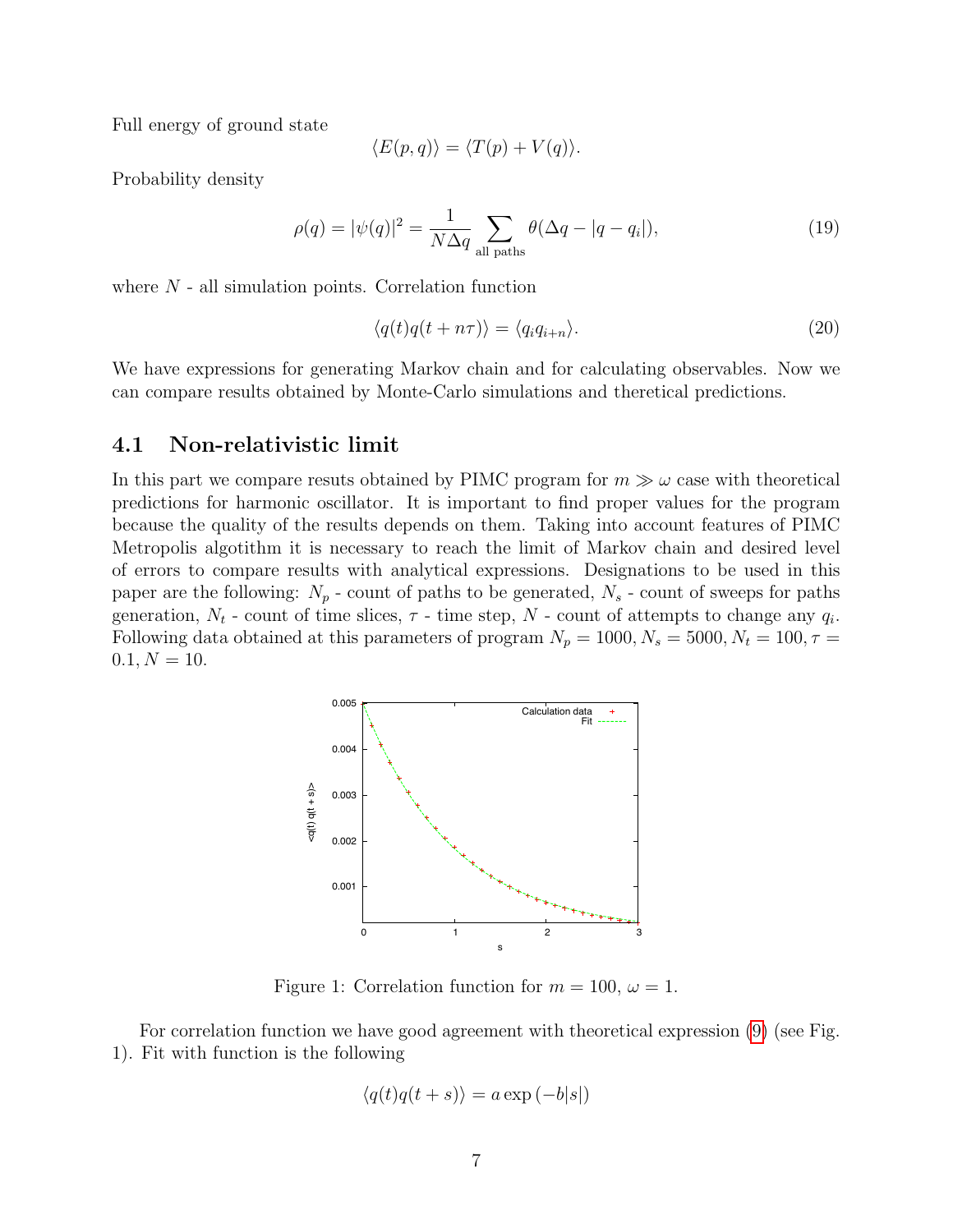Full energy of ground state

$$\langle E(p,q)\rangle = \langle T(p) + V(q)\rangle.$$

Probability density

$$\rho(q) = |\psi(q)|^2 = \frac{1}{N\Delta q}\sum_{\text{all paths}} \theta(\Delta q - |q - q_i|), \tag{19}$$

where $N$ - all simulation points. Correlation function

$$\langle q(t)q(t+n\tau)\rangle = \langle q_i q_{i+n}\rangle. \tag{20}$$

We have expressions for generating Markov chain and for calculating observables. Now we can compare results obtained by Monte-Carlo simulations and theretical predictions.

## 4.1 Non-relativistic limit

In this part we compare resuts obtained by PIMC program for $m \gg \omega$ case with theoretical predictions for harmonic oscillator. It is important to find proper values for the program because the quality of the results depends on them. Taking into account features of PIMC Metropolis algotithm it is necessary to reach the limit of Markov chain and desired level of errors to compare results with analytical expressions. Designations to be used in this paper are the following: $N_p$ - count of paths to be generated, $N_s$ - count of sweeps for paths generation, $N_t$ - count of time slices, $\tau$ - time step, $N$ - count of attempts to change any $q_i$. Following data obtained at this parameters of program $N_p = 1000, N_s = 5000, N_t = 100, \tau = 0.1, N = 10$.

Figure 1: Correlation function for $m = 100$, $\omega = 1$.

For correlation function we have good agreement with theoretical expression (9) (see Fig. 1). Fit with function is the following

$$\langle q(t)q(t+s)\rangle = a\exp\left(-b|s|\right)$$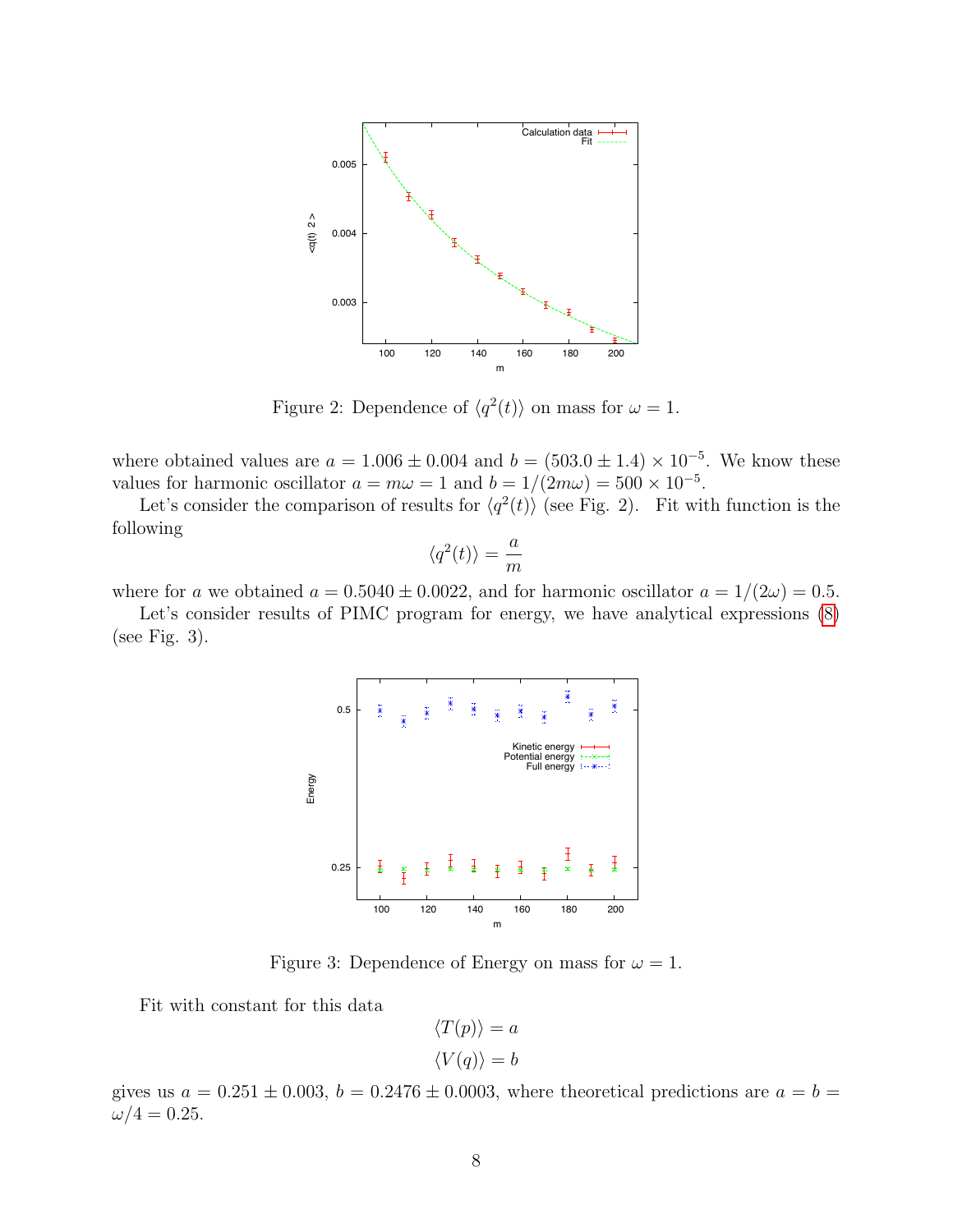Figure 2: Dependence of $\langle q^2(t)\rangle$ on mass for $\omega = 1$.

where obtained values are $a = 1.006 \pm 0.004$ and $b = (503.0 \pm 1.4) \times 10^{-5}$. We know these values for harmonic oscillator $a = m\omega = 1$ and $b = 1/(2m\omega) = 500 \times 10^{-5}$.

Let's consider the comparison of results for $\langle q^2(t)\rangle$ (see Fig. 2). Fit with function is the following

$$\langle q^2(t)\rangle = \frac{a}{m}$$

where for $a$ we obtained $a = 0.5040 \pm 0.0022$, and for harmonic oscillator $a = 1/(2\omega) = 0.5$.

Let's consider results of PIMC program for energy, we have analytical expressions (8) (see Fig. 3).

Figure 3: Dependence of Energy on mass for $\omega = 1$.

Fit with constant for this data

$$\langle T(p)\rangle = a$$

$$\langle V(q)\rangle = b$$

gives us $a = 0.251 \pm 0.003$, $b = 0.2476 \pm 0.0003$, where theoretical predictions are $a = b = \omega/4 = 0.25$.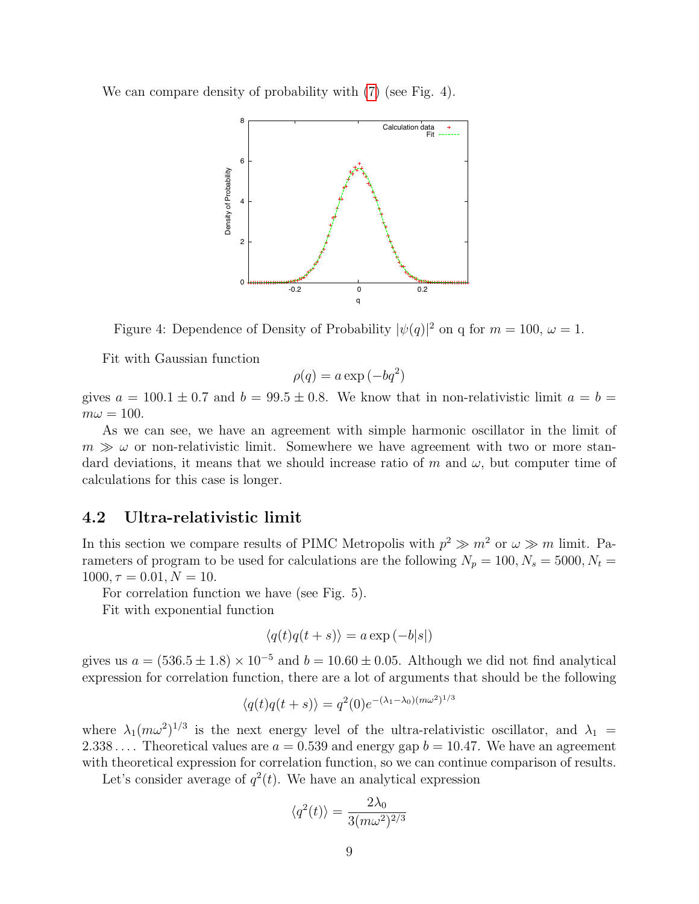We can compare density of probability with (7) (see Fig. 4).

Figure 4: Dependence of Density of Probability $|\psi(q)|^2$ on q for $m = 100$, $\omega = 1$.

Fit with Gaussian function

$$\rho(q) = a \exp\left(-bq^2\right)$$

gives $a = 100.1 \pm 0.7$ and $b = 99.5 \pm 0.8$. We know that in non-relativistic limit $a = b = m\omega = 100$.

As we can see, we have an agreement with simple harmonic oscillator in the limit of $m \gg \omega$ or non-relativistic limit. Somewhere we have agreement with two or more standard deviations, it means that we should increase ratio of $m$ and $\omega$, but computer time of calculations for this case is longer.

## 4.2 Ultra-relativistic limit

In this section we compare results of PIMC Metropolis with $p^2 \gg m^2$ or $\omega \gg m$ limit. Parameters of program to be used for calculations are the following $N_p = 100, N_s = 5000, N_t = 1000, \tau = 0.01, N = 10$.

For correlation function we have (see Fig. 5).

Fit with exponential function

$$\langle q(t)q(t+s)\rangle = a \exp\left(-b|s|\right)$$

gives us $a = (536.5 \pm 1.8) \times 10^{-5}$ and $b = 10.60 \pm 0.05$. Although we did not find analytical expression for correlation function, there are a lot of arguments that should be the following

$$\langle q(t)q(t+s)\rangle = q^2(0)e^{-(\lambda_1-\lambda_0)(m\omega^2)^{1/3}}$$

where $\lambda_1(m\omega^2)^{1/3}$ is the next energy level of the ultra-relativistic oscillator, and $\lambda_1 = 2.338\ldots$. Theoretical values are $a = 0.539$ and energy gap $b = 10.47$. We have an agreement with theoretical expression for correlation function, so we can continue comparison of results.

Let's consider average of $q^2(t)$. We have an analytical expression

$$\langle q^2(t)\rangle = \frac{2\lambda_0}{3(m\omega^2)^{2/3}}$$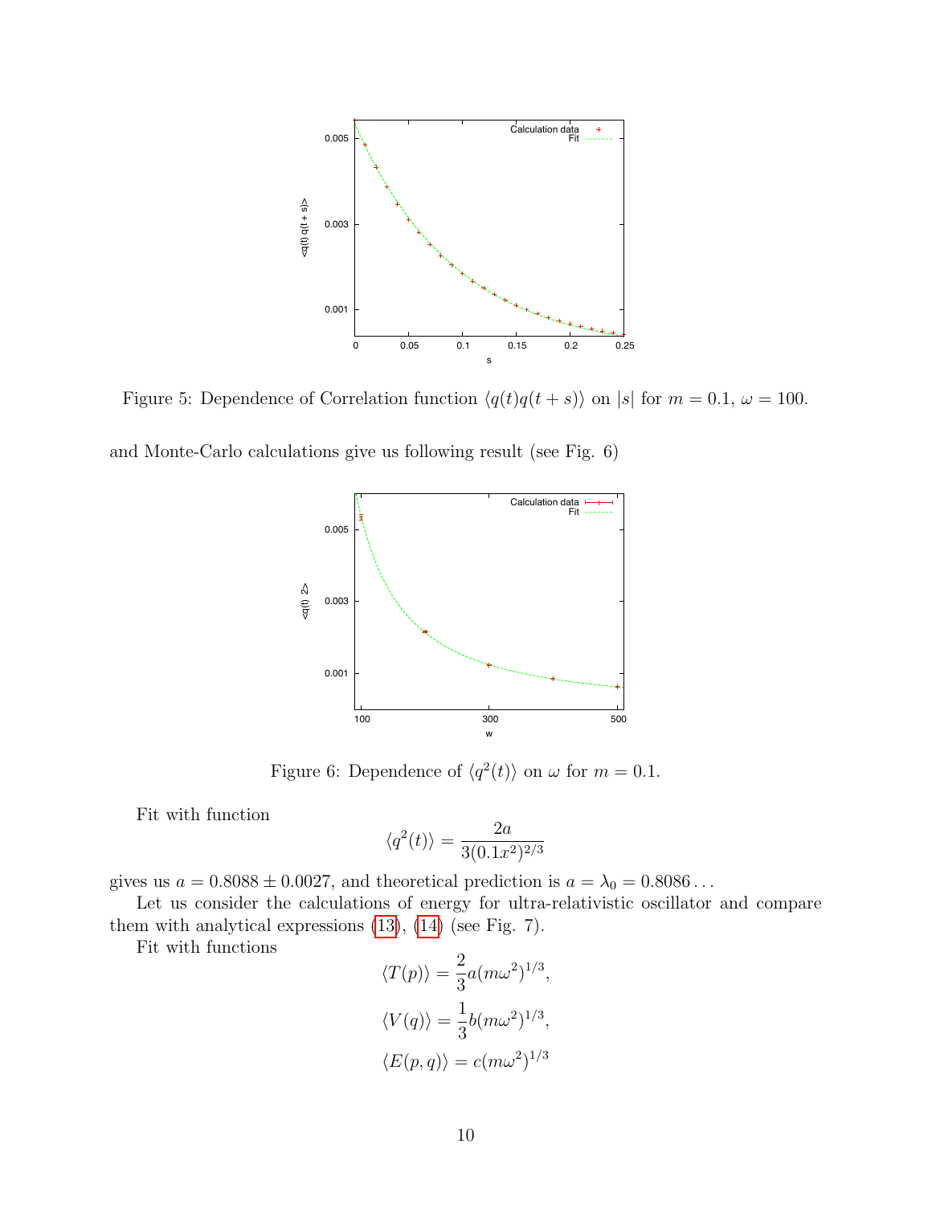Figure 5: Dependence of Correlation function $\langle q(t)q(t+s)\rangle$ on $|s|$ for $m = 0.1$, $\omega = 100$.

and Monte-Carlo calculations give us following result (see Fig. 6)

Figure 6: Dependence of $\langle q^2(t)\rangle$ on $\omega$ for $m = 0.1$.

Fit with function

$$\langle q^2(t)\rangle = \frac{2a}{3(0.1x^2)^{2/3}}$$

gives us $a = 0.8088 \pm 0.0027$, and theoretical prediction is $a = \lambda_0 = 0.8086\ldots$

Let us consider the calculations of energy for ultra-relativistic oscillator and compare them with analytical expressions (13), (14) (see Fig. 7).

Fit with functions

$$\langle T(p)\rangle = \frac{2}{3}a(m\omega^2)^{1/3},$$

$$\langle V(q)\rangle = \frac{1}{3}b(m\omega^2)^{1/3},$$

$$\langle E(p,q)\rangle = c(m\omega^2)^{1/3}$$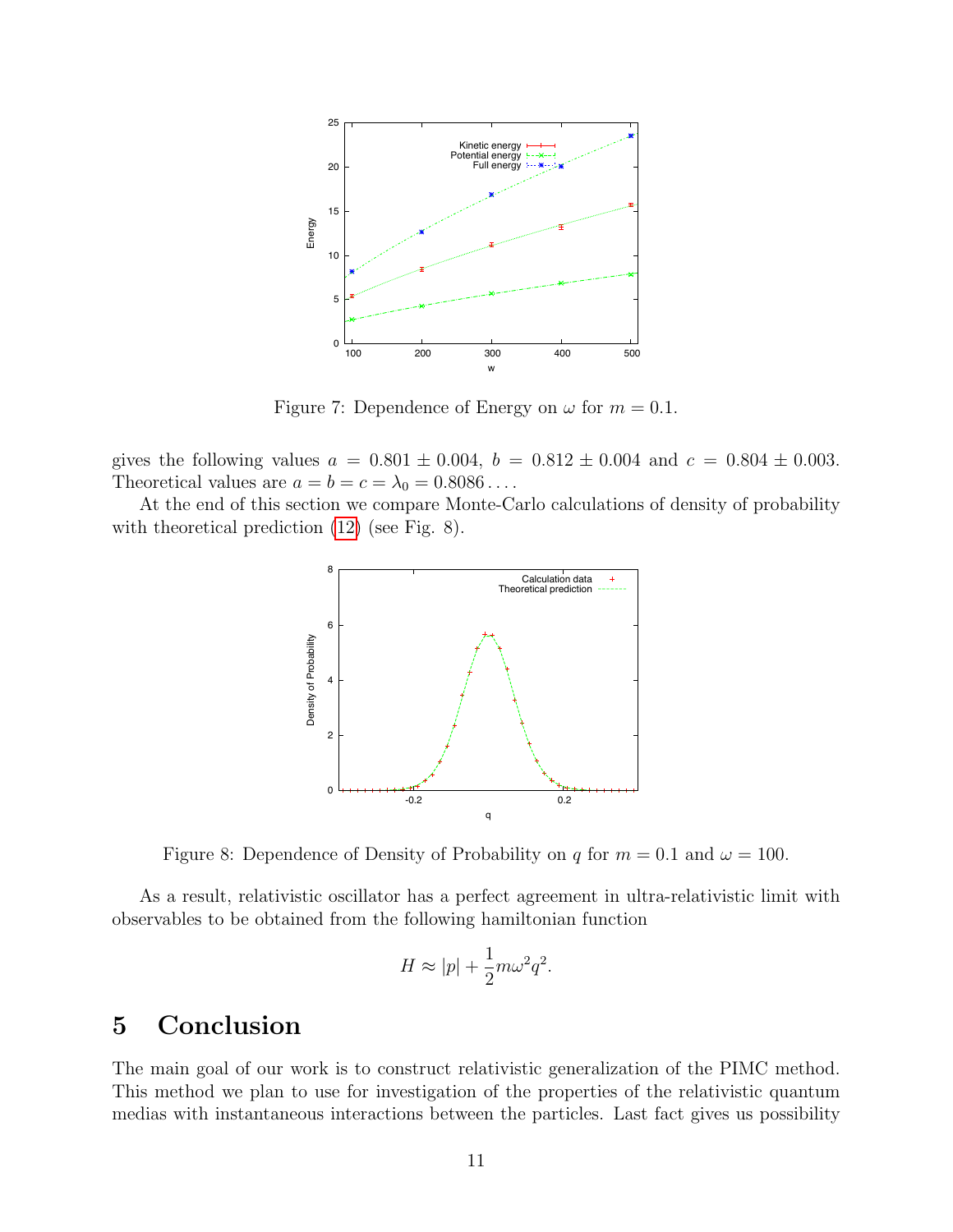Figure 7: Dependence of Energy on $\omega$ for $m = 0.1$.

gives the following values $a = 0.801 \pm 0.004$, $b = 0.812 \pm 0.004$ and $c = 0.804 \pm 0.003$. Theoretical values are $a = b = c = \lambda_0 = 0.8086\ldots$.

At the end of this section we compare Monte-Carlo calculations of density of probability with theoretical prediction (12) (see Fig. 8).

Figure 8: Dependence of Density of Probability on $q$ for $m = 0.1$ and $\omega = 100$.

As a result, relativistic oscillator has a perfect agreement in ultra-relativistic limit with observables to be obtained from the following hamiltonian function

$$H \approx |p| + \frac{1}{2}m\omega^2 q^2.$$

# 5 Conclusion

The main goal of our work is to construct relativistic generalization of the PIMC method. This method we plan to use for investigation of the properties of the relativistic quantum medias with instantaneous interactions between the particles. Last fact gives us possibility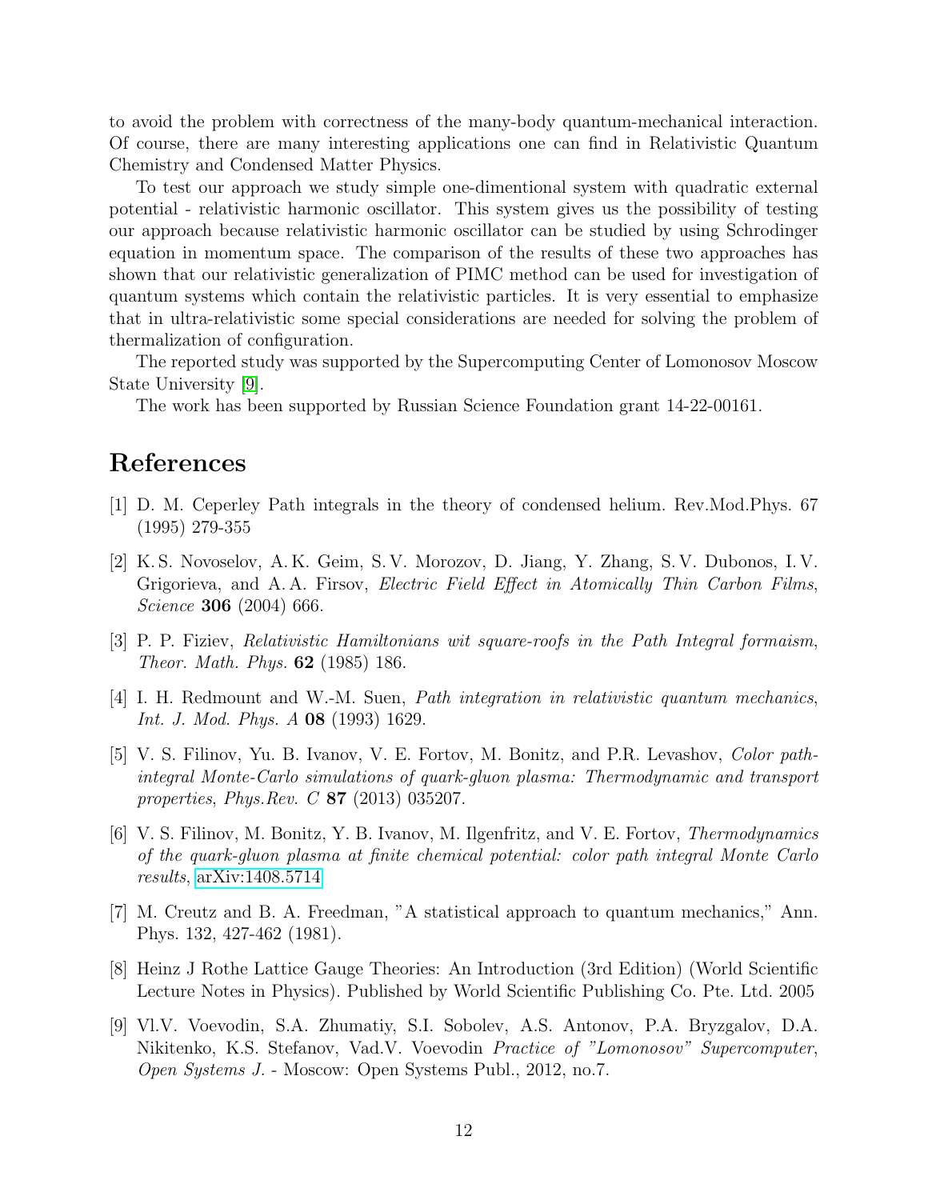to avoid the problem with correctness of the many-body quantum-mechanical interaction. Of course, there are many interesting applications one can find in Relativistic Quantum Chemistry and Condensed Matter Physics.

To test our approach we study simple one-dimentional system with quadratic external potential - relativistic harmonic oscillator. This system gives us the possibility of testing our approach because relativistic harmonic oscillator can be studied by using Schrodinger equation in momentum space. The comparison of the results of these two approaches has shown that our relativistic generalization of PIMC method can be used for investigation of quantum systems which contain the relativistic particles. It is very essential to emphasize that in ultra-relativistic some special considerations are needed for solving the problem of thermalization of configuration.

The reported study was supported by the Supercomputing Center of Lomonosov Moscow State University [9].

The work has been supported by Russian Science Foundation grant 14-22-00161.

# References

[1] D. M. Ceperley Path integrals in the theory of condensed helium. Rev.Mod.Phys. 67 (1995) 279-355

[2] K. S. Novoselov, A. K. Geim, S. V. Morozov, D. Jiang, Y. Zhang, S. V. Dubonos, I. V. Grigorieva, and A. A. Firsov, *Electric Field Effect in Atomically Thin Carbon Films*, *Science* **306** (2004) 666.

[3] P. P. Fiziev, *Relativistic Hamiltonians wit square-roofs in the Path Integral formaism*, *Theor. Math. Phys.* **62** (1985) 186.

[4] I. H. Redmount and W.-M. Suen, *Path integration in relativistic quantum mechanics*, *Int. J. Mod. Phys. A* **08** (1993) 1629.

[5] V. S. Filinov, Yu. B. Ivanov, V. E. Fortov, M. Bonitz, and P.R. Levashov, *Color path-integral Monte-Carlo simulations of quark-gluon plasma: Thermodynamic and transport properties*, *Phys.Rev. C* **87** (2013) 035207.

[6] V. S. Filinov, M. Bonitz, Y. B. Ivanov, M. Ilgenfritz, and V. E. Fortov, *Thermodynamics of the quark-gluon plasma at finite chemical potential: color path integral Monte Carlo results*, arXiv:1408.5714

[7] M. Creutz and B. A. Freedman, "A statistical approach to quantum mechanics," Ann. Phys. 132, 427-462 (1981).

[8] Heinz J Rothe Lattice Gauge Theories: An Introduction (3rd Edition) (World Scientific Lecture Notes in Physics). Published by World Scientific Publishing Co. Pte. Ltd. 2005

[9] Vl.V. Voevodin, S.A. Zhumatiy, S.I. Sobolev, A.S. Antonov, P.A. Bryzgalov, D.A. Nikitenko, K.S. Stefanov, Vad.V. Voevodin *Practice of "Lomonosov" Supercomputer*, *Open Systems J.* - Moscow: Open Systems Publ., 2012, no.7.